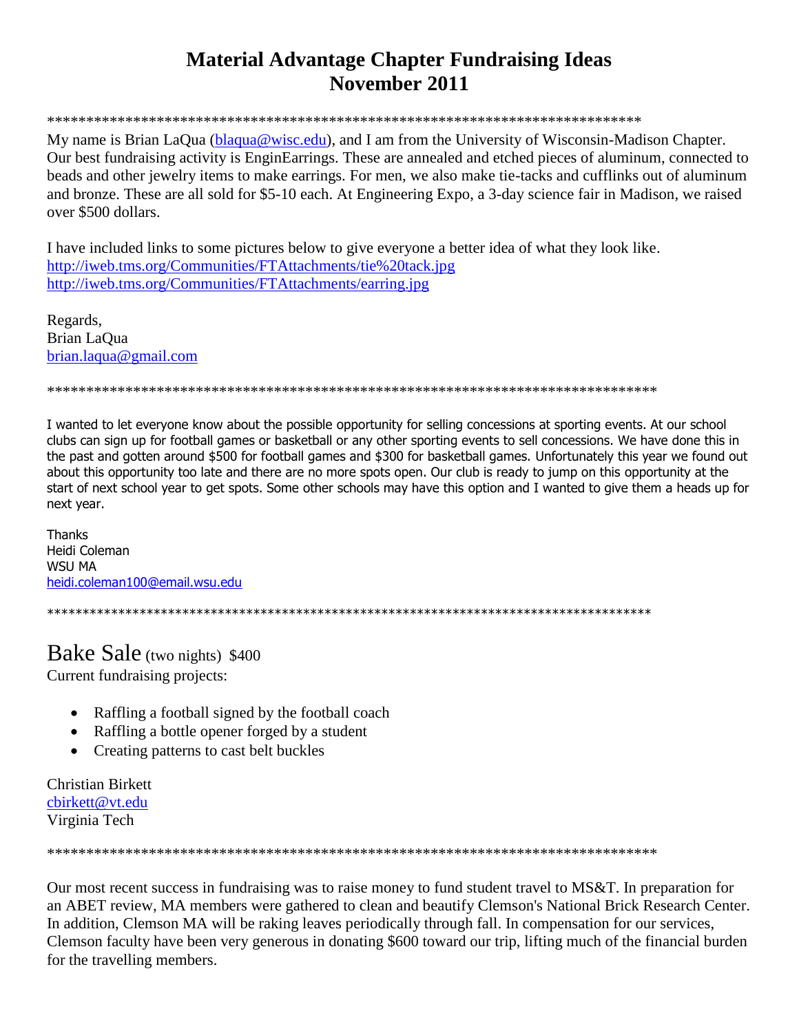# Material Advantage Chapter Fundraising Ideas
# November 2011

*******************************************************************************

My name is Brian LaQua (blaqua@wisc.edu), and I am from the University of Wisconsin-Madison Chapter. Our best fundraising activity is EnginEarrings. These are annealed and etched pieces of aluminum, connected to beads and other jewelry items to make earrings. For men, we also make tie-tacks and cufflinks out of aluminum and bronze. These are all sold for $5-10 each. At Engineering Expo, a 3-day science fair in Madison, we raised over $500 dollars.

I have included links to some pictures below to give everyone a better idea of what they look like.
http://iweb.tms.org/Communities/FTAttachments/tie%20tack.jpg
http://iweb.tms.org/Communities/FTAttachments/earring.jpg

Regards,
Brian LaQua
brian.laqua@gmail.com

*******************************************************************************

I wanted to let everyone know about the possible opportunity for selling concessions at sporting events. At our school clubs can sign up for football games or basketball or any other sporting events to sell concessions. We have done this in the past and gotten around $500 for football games and $300 for basketball games. Unfortunately this year we found out about this opportunity too late and there are no more spots open. Our club is ready to jump on this opportunity at the start of next school year to get spots. Some other schools may have this option and I wanted to give them a heads up for next year.

Thanks
Heidi Coleman
WSU MA
heidi.coleman100@email.wsu.edu

*******************************************************************************

Bake Sale (two nights) $400

Current fundraising projects:

- Raffling a football signed by the football coach
- Raffling a bottle opener forged by a student
- Creating patterns to cast belt buckles

Christian Birkett
cbirkett@vt.edu
Virginia Tech

*******************************************************************************

Our most recent success in fundraising was to raise money to fund student travel to MS&T. In preparation for an ABET review, MA members were gathered to clean and beautify Clemson's National Brick Research Center. In addition, Clemson MA will be raking leaves periodically through fall. In compensation for our services, Clemson faculty have been very generous in donating $600 toward our trip, lifting much of the financial burden for the travelling members.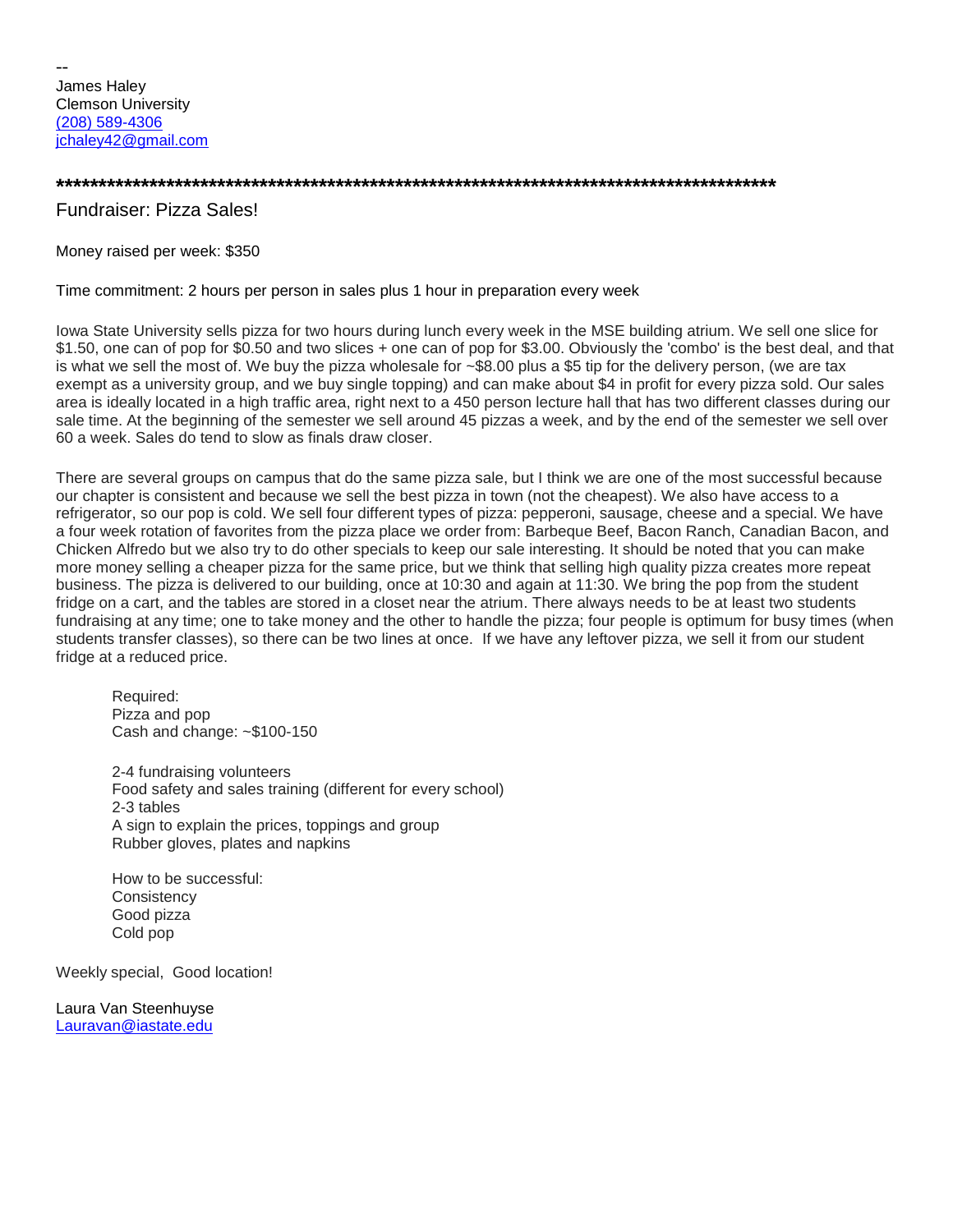--
James Haley
Clemson University
(208) 589-4306
jchaley42@gmail.com

**************************************************************************************

Fundraiser: Pizza Sales!

Money raised per week: $350

Time commitment: 2 hours per person in sales plus 1 hour in preparation every week

Iowa State University sells pizza for two hours during lunch every week in the MSE building atrium. We sell one slice for $1.50, one can of pop for $0.50 and two slices + one can of pop for $3.00. Obviously the 'combo' is the best deal, and that is what we sell the most of. We buy the pizza wholesale for ~$8.00 plus a $5 tip for the delivery person, (we are tax exempt as a university group, and we buy single topping) and can make about $4 in profit for every pizza sold. Our sales area is ideally located in a high traffic area, right next to a 450 person lecture hall that has two different classes during our sale time. At the beginning of the semester we sell around 45 pizzas a week, and by the end of the semester we sell over 60 a week. Sales do tend to slow as finals draw closer.

There are several groups on campus that do the same pizza sale, but I think we are one of the most successful because our chapter is consistent and because we sell the best pizza in town (not the cheapest). We also have access to a refrigerator, so our pop is cold. We sell four different types of pizza: pepperoni, sausage, cheese and a special. We have a four week rotation of favorites from the pizza place we order from: Barbeque Beef, Bacon Ranch, Canadian Bacon, and Chicken Alfredo but we also try to do other specials to keep our sale interesting. It should be noted that you can make more money selling a cheaper pizza for the same price, but we think that selling high quality pizza creates more repeat business. The pizza is delivered to our building, once at 10:30 and again at 11:30. We bring the pop from the student fridge on a cart, and the tables are stored in a closet near the atrium. There always needs to be at least two students fundraising at any time; one to take money and the other to handle the pizza; four people is optimum for busy times (when students transfer classes), so there can be two lines at once. If we have any leftover pizza, we sell it from our student fridge at a reduced price.

Required:
Pizza and pop
Cash and change: ~$100-150

2-4 fundraising volunteers
Food safety and sales training (different for every school)
2-3 tables
A sign to explain the prices, toppings and group
Rubber gloves, plates and napkins

How to be successful:
Consistency
Good pizza
Cold pop

Weekly special, Good location!

Laura Van Steenhuyse
Lauravan@iastate.edu